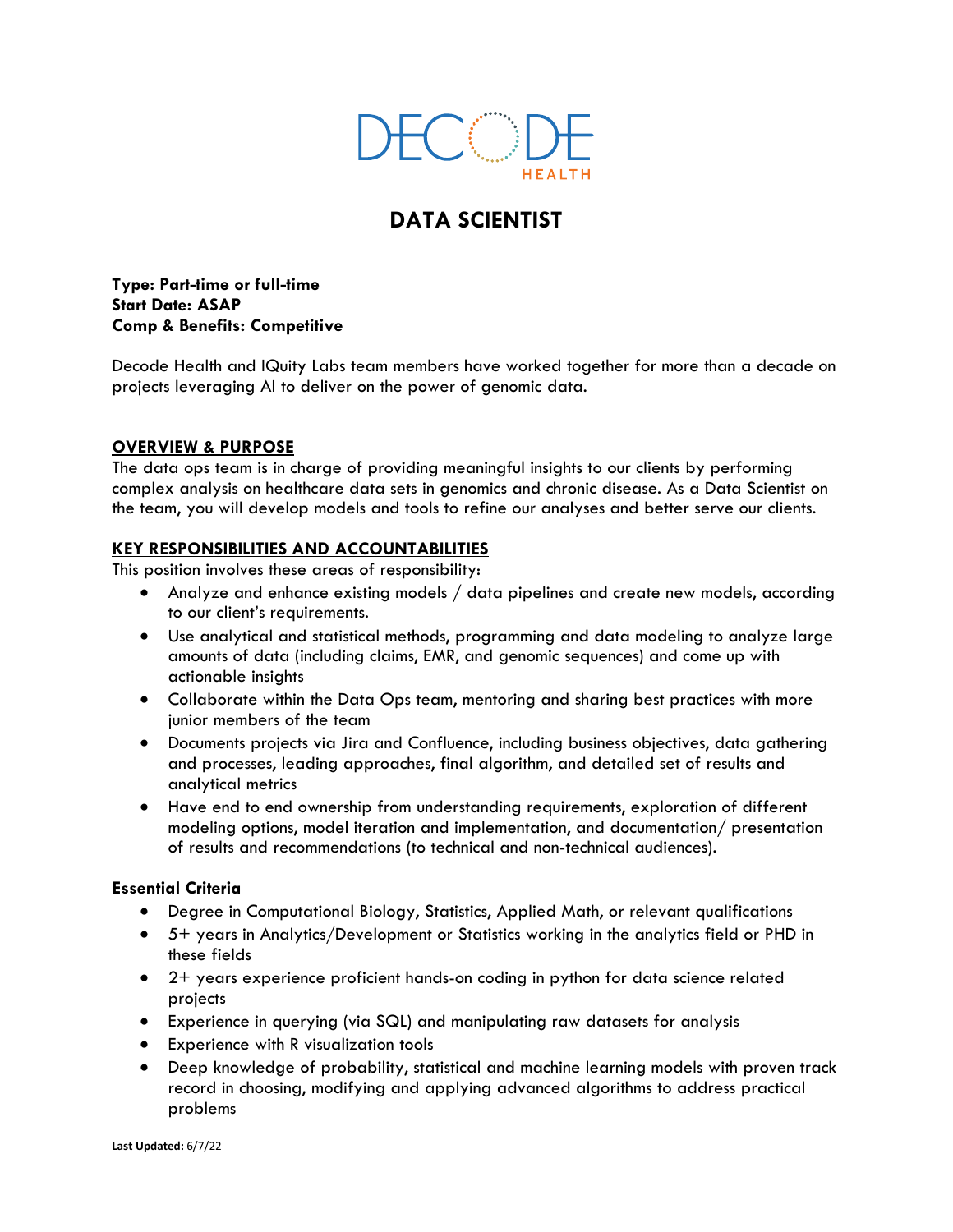DECODE HEALTH

# DATA SCIENTIST

**Type: Part-time or full-time**
**Start Date: ASAP**
**Comp & Benefits: Competitive**

Decode Health and IQuity Labs team members have worked together for more than a decade on projects leveraging AI to deliver on the power of genomic data.

## OVERVIEW & PURPOSE

The data ops team is in charge of providing meaningful insights to our clients by performing complex analysis on healthcare data sets in genomics and chronic disease. As a Data Scientist on the team, you will develop models and tools to refine our analyses and better serve our clients.

## KEY RESPONSIBILITIES AND ACCOUNTABILITIES

This position involves these areas of responsibility:

- Analyze and enhance existing models / data pipelines and create new models, according to our client's requirements.
- Use analytical and statistical methods, programming and data modeling to analyze large amounts of data (including claims, EMR, and genomic sequences) and come up with actionable insights
- Collaborate within the Data Ops team, mentoring and sharing best practices with more junior members of the team
- Documents projects via Jira and Confluence, including business objectives, data gathering and processes, leading approaches, final algorithm, and detailed set of results and analytical metrics
- Have end to end ownership from understanding requirements, exploration of different modeling options, model iteration and implementation, and documentation/ presentation of results and recommendations (to technical and non-technical audiences).

### Essential Criteria

- Degree in Computational Biology, Statistics, Applied Math, or relevant qualifications
- 5+ years in Analytics/Development or Statistics working in the analytics field or PHD in these fields
- 2+ years experience proficient hands-on coding in python for data science related projects
- Experience in querying (via SQL) and manipulating raw datasets for analysis
- Experience with R visualization tools
- Deep knowledge of probability, statistical and machine learning models with proven track record in choosing, modifying and applying advanced algorithms to address practical problems

**Last Updated:** 6/7/22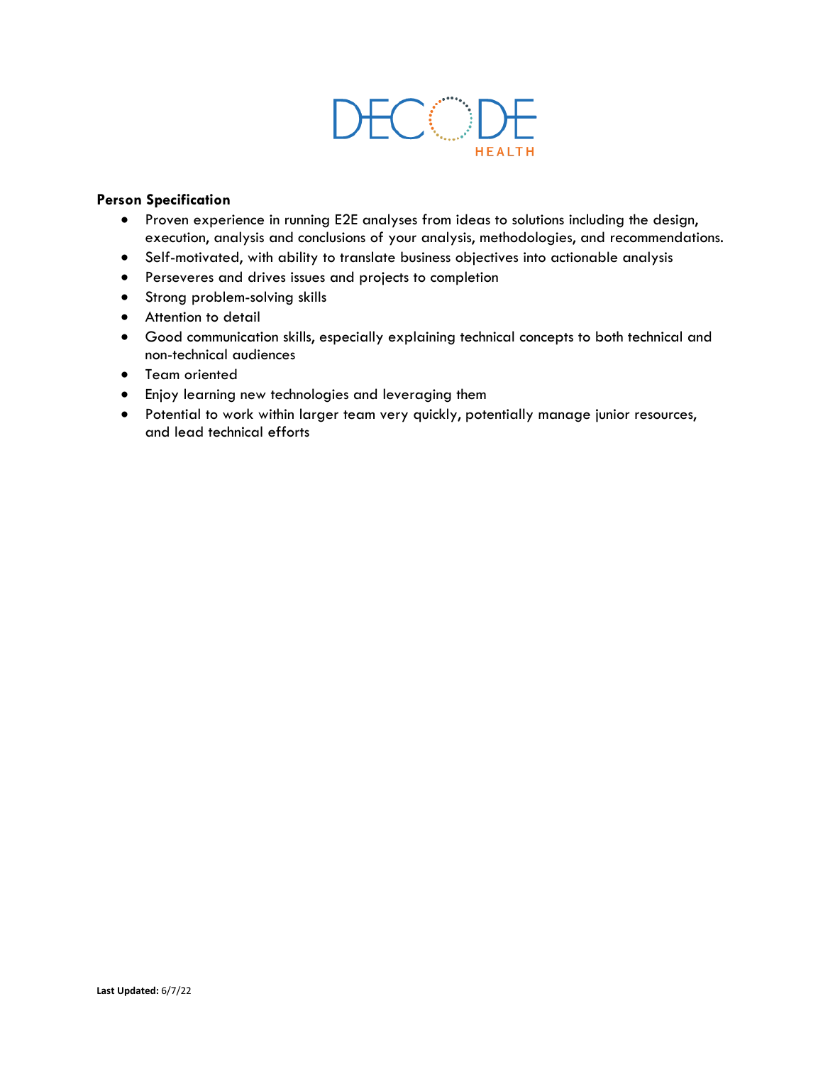**Person Specification**

- Proven experience in running E2E analyses from ideas to solutions including the design, execution, analysis and conclusions of your analysis, methodologies, and recommendations.
- Self-motivated, with ability to translate business objectives into actionable analysis
- Perseveres and drives issues and projects to completion
- Strong problem-solving skills
- Attention to detail
- Good communication skills, especially explaining technical concepts to both technical and non-technical audiences
- Team oriented
- Enjoy learning new technologies and leveraging them
- Potential to work within larger team very quickly, potentially manage junior resources, and lead technical efforts

**Last Updated:** 6/7/22